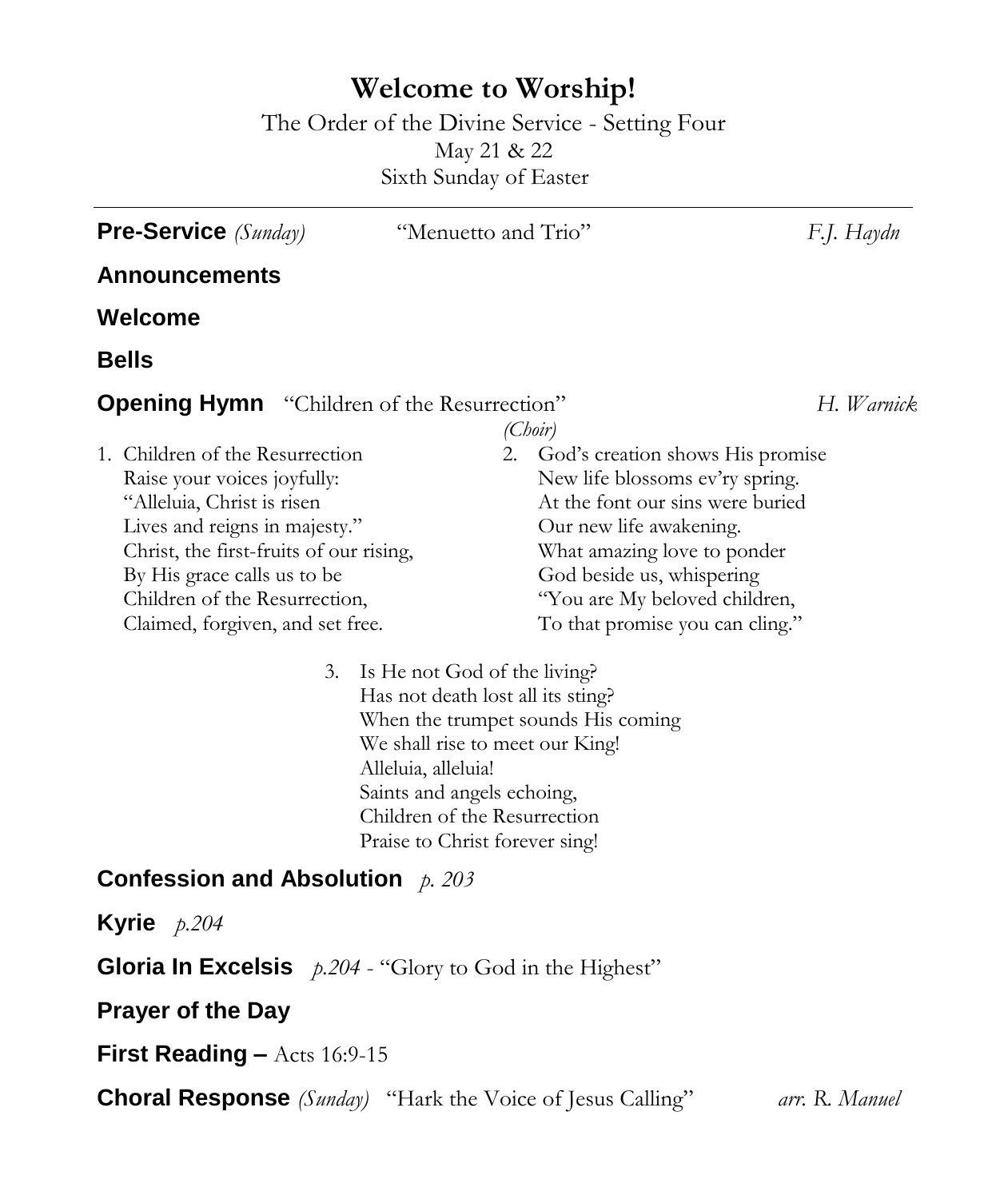# Welcome to Worship!

The Order of the Divine Service - Setting Four
May 21 & 22
Sixth Sunday of Easter

---

**Pre-Service** *(Sunday)* "Menuetto and Trio" *F.J. Haydn*

**Announcements**

**Welcome**

**Bells**

**Opening Hymn** "Children of the Resurrection" *H. Warnick*
*(Choir)*

1. Children of the Resurrection
   Raise your voices joyfully:
   "Alleluia, Christ is risen
   Lives and reigns in majesty."
   Christ, the first-fruits of our rising,
   By His grace calls us to be
   Children of the Resurrection,
   Claimed, forgiven, and set free.

2. God's creation shows His promise
   New life blossoms ev'ry spring.
   At the font our sins were buried
   Our new life awakening.
   What amazing love to ponder
   God beside us, whispering
   "You are My beloved children,
   To that promise you can cling."

3. Is He not God of the living?
   Has not death lost all its sting?
   When the trumpet sounds His coming
   We shall rise to meet our King!
   Alleluia, alleluia!
   Saints and angels echoing,
   Children of the Resurrection
   Praise to Christ forever sing!

**Confession and Absolution** *p. 203*

**Kyrie** *p.204*

**Gloria In Excelsis** *p.204* - "Glory to God in the Highest"

**Prayer of the Day**

**First Reading –** Acts 16:9-15

**Choral Response** *(Sunday)* "Hark the Voice of Jesus Calling" *arr. R. Manuel*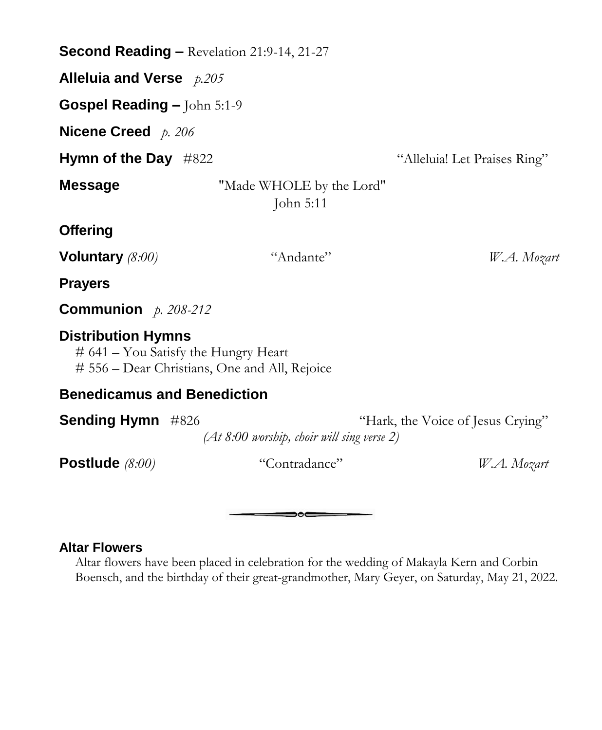**Second Reading –** Revelation 21:9-14, 21-27

**Alleluia and Verse** *p.205*

**Gospel Reading –** John 5:1-9

**Nicene Creed** *p. 206*

**Hymn of the Day** #822 "Alleluia! Let Praises Ring"

**Message** "Made WHOLE by the Lord"
John 5:11

**Offering**

**Voluntary** *(8:00)* "Andante" *W.A. Mozart*

**Prayers**

**Communion** *p. 208-212*

**Distribution Hymns**

# 641 – You Satisfy the Hungry Heart
# 556 – Dear Christians, One and All, Rejoice

**Benedicamus and Benediction**

**Sending Hymn** #826 "Hark, the Voice of Jesus Crying"
*(At 8:00 worship, choir will sing verse 2)*

**Postlude** *(8:00)* "Contradance" *W.A. Mozart*

---

**Altar Flowers**

Altar flowers have been placed in celebration for the wedding of Makayla Kern and Corbin Boensch, and the birthday of their great-grandmother, Mary Geyer, on Saturday, May 21, 2022.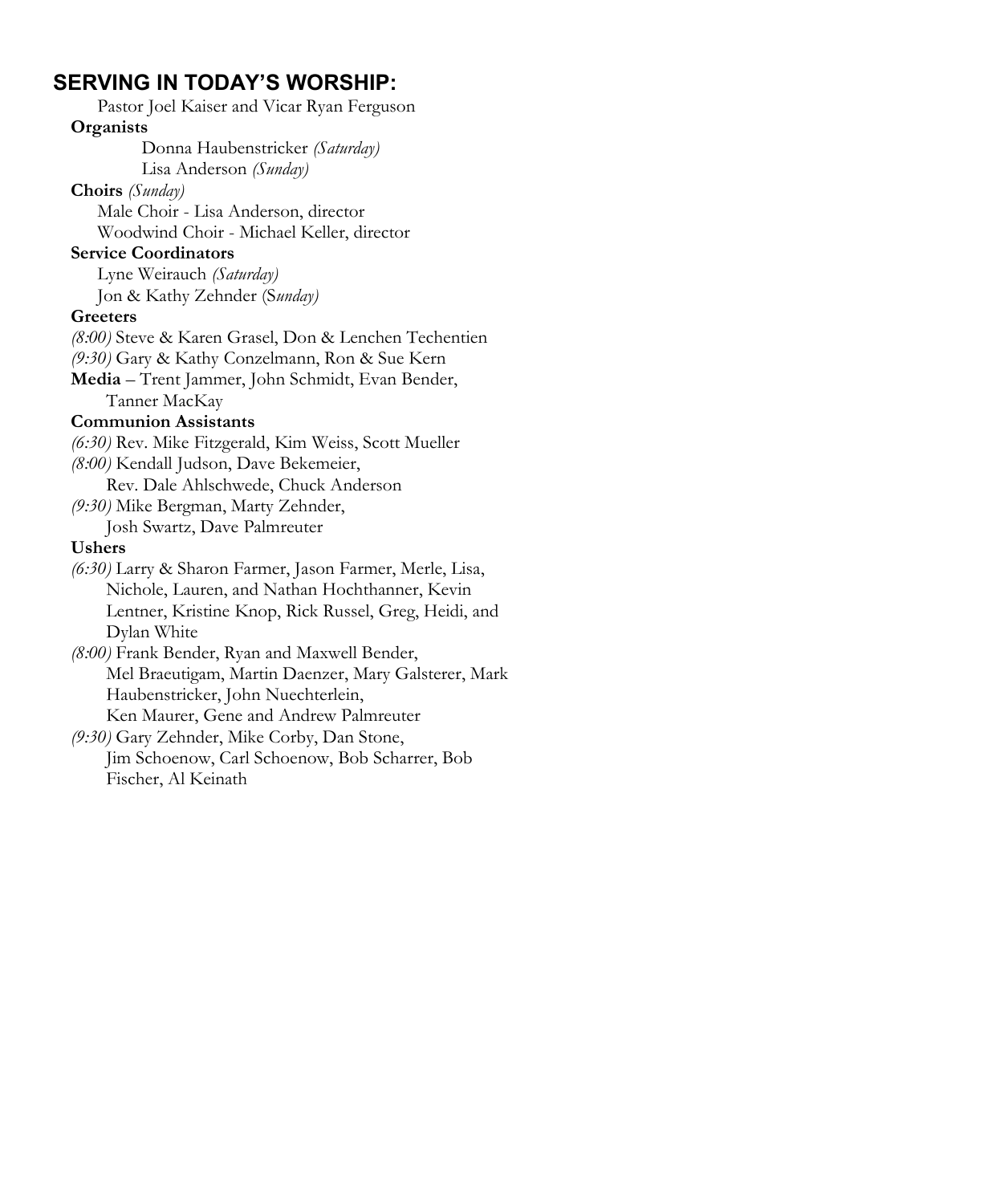## SERVING IN TODAY'S WORSHIP:

Pastor Joel Kaiser and Vicar Ryan Ferguson

**Organists**

Donna Haubenstricker *(Saturday)*
Lisa Anderson *(Sunday)*

**Choirs** *(Sunday)*

Male Choir - Lisa Anderson, director
Woodwind Choir - Michael Keller, director

**Service Coordinators**

Lyne Weirauch *(Saturday)*
Jon & Kathy Zehnder (S*unday)*

**Greeters**

*(8:00)* Steve & Karen Grasel, Don & Lenchen Techentien
*(9:30)* Gary & Kathy Conzelmann, Ron & Sue Kern

**Media** – Trent Jammer, John Schmidt, Evan Bender, Tanner MacKay

**Communion Assistants**

*(6:30)* Rev. Mike Fitzgerald, Kim Weiss, Scott Mueller
*(8:00)* Kendall Judson, Dave Bekemeier, Rev. Dale Ahlschwede, Chuck Anderson
*(9:30)* Mike Bergman, Marty Zehnder, Josh Swartz, Dave Palmreuter

**Ushers**

*(6:30)* Larry & Sharon Farmer, Jason Farmer, Merle, Lisa, Nichole, Lauren, and Nathan Hochthanner, Kevin Lentner, Kristine Knop, Rick Russel, Greg, Heidi, and Dylan White
*(8:00)* Frank Bender, Ryan and Maxwell Bender, Mel Braeutigam, Martin Daenzer, Mary Galsterer, Mark Haubenstricker, John Nuechterlein, Ken Maurer, Gene and Andrew Palmreuter
*(9:30)* Gary Zehnder, Mike Corby, Dan Stone, Jim Schoenow, Carl Schoenow, Bob Scharrer, Bob Fischer, Al Keinath